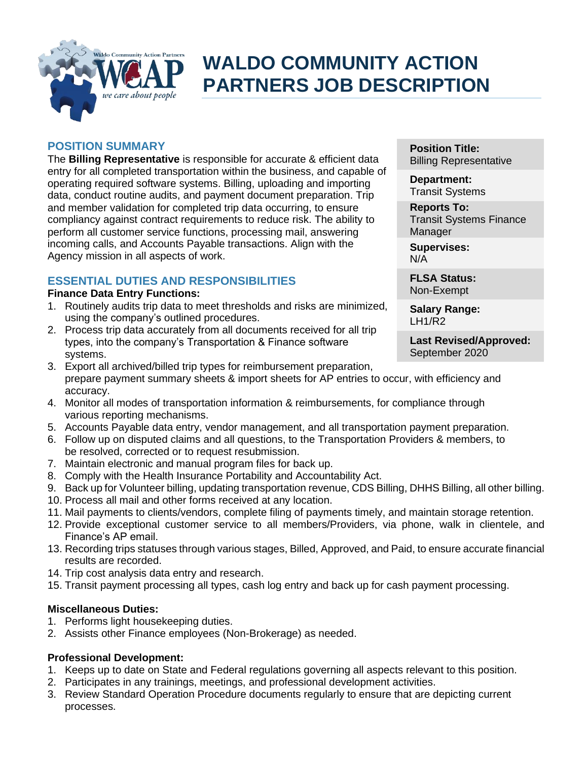# WALDO COMMUNITY ACTION PARTNERS JOB DESCRIPTION

| | |
|---|---|
| **Position Title:** | Billing Representative |
| **Department:** | Transit Systems |
| **Reports To:** | Transit Systems Finance Manager |
| **Supervises:** | N/A |
| **FLSA Status:** | Non-Exempt |
| **Salary Range:** | LH1/R2 |
| **Last Revised/Approved:** | September 2020 |

## POSITION SUMMARY

The **Billing Representative** is responsible for accurate & efficient data entry for all completed transportation within the business, and capable of operating required software systems. Billing, uploading and importing data, conduct routine audits, and payment document preparation. Trip and member validation for completed trip data occurring, to ensure compliancy against contract requirements to reduce risk. The ability to perform all customer service functions, processing mail, answering incoming calls, and Accounts Payable transactions. Align with the Agency mission in all aspects of work.

## ESSENTIAL DUTIES AND RESPONSIBILITIES

**Finance Data Entry Functions:**

1. Routinely audits trip data to meet thresholds and risks are minimized, using the company's outlined procedures.
2. Process trip data accurately from all documents received for all trip types, into the company's Transportation & Finance software systems.
3. Export all archived/billed trip types for reimbursement preparation, prepare payment summary sheets & import sheets for AP entries to occur, with efficiency and accuracy.
4. Monitor all modes of transportation information & reimbursements, for compliance through various reporting mechanisms.
5. Accounts Payable data entry, vendor management, and all transportation payment preparation.
6. Follow up on disputed claims and all questions, to the Transportation Providers & members, to be resolved, corrected or to request resubmission.
7. Maintain electronic and manual program files for back up.
8. Comply with the Health Insurance Portability and Accountability Act.
9. Back up for Volunteer billing, updating transportation revenue, CDS Billing, DHHS Billing, all other billing.
10. Process all mail and other forms received at any location.
11. Mail payments to clients/vendors, complete filing of payments timely, and maintain storage retention.
12. Provide exceptional customer service to all members/Providers, via phone, walk in clientele, and Finance's AP email.
13. Recording trips statuses through various stages, Billed, Approved, and Paid, to ensure accurate financial results are recorded.
14. Trip cost analysis data entry and research.
15. Transit payment processing all types, cash log entry and back up for cash payment processing.

**Miscellaneous Duties:**

1. Performs light housekeeping duties.
2. Assists other Finance employees (Non-Brokerage) as needed.

**Professional Development:**

1. Keeps up to date on State and Federal regulations governing all aspects relevant to this position.
2. Participates in any trainings, meetings, and professional development activities.
3. Review Standard Operation Procedure documents regularly to ensure that are depicting current processes.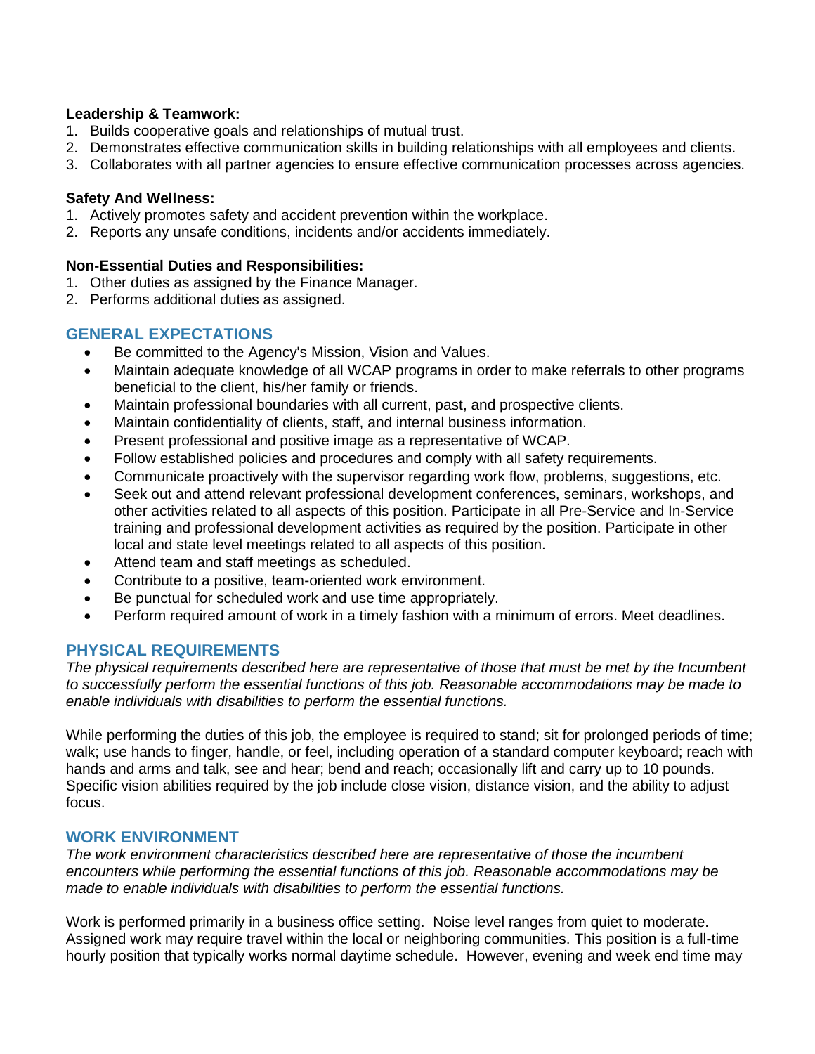**Leadership & Teamwork:**
1. Builds cooperative goals and relationships of mutual trust.
2. Demonstrates effective communication skills in building relationships with all employees and clients.
3. Collaborates with all partner agencies to ensure effective communication processes across agencies.

**Safety And Wellness:**
1. Actively promotes safety and accident prevention within the workplace.
2. Reports any unsafe conditions, incidents and/or accidents immediately.

**Non-Essential Duties and Responsibilities:**
1. Other duties as assigned by the Finance Manager.
2. Performs additional duties as assigned.

## GENERAL EXPECTATIONS

- Be committed to the Agency's Mission, Vision and Values.
- Maintain adequate knowledge of all WCAP programs in order to make referrals to other programs beneficial to the client, his/her family or friends.
- Maintain professional boundaries with all current, past, and prospective clients.
- Maintain confidentiality of clients, staff, and internal business information.
- Present professional and positive image as a representative of WCAP.
- Follow established policies and procedures and comply with all safety requirements.
- Communicate proactively with the supervisor regarding work flow, problems, suggestions, etc.
- Seek out and attend relevant professional development conferences, seminars, workshops, and other activities related to all aspects of this position. Participate in all Pre-Service and In-Service training and professional development activities as required by the position. Participate in other local and state level meetings related to all aspects of this position.
- Attend team and staff meetings as scheduled.
- Contribute to a positive, team-oriented work environment.
- Be punctual for scheduled work and use time appropriately.
- Perform required amount of work in a timely fashion with a minimum of errors. Meet deadlines.

## PHYSICAL REQUIREMENTS

*The physical requirements described here are representative of those that must be met by the Incumbent to successfully perform the essential functions of this job. Reasonable accommodations may be made to enable individuals with disabilities to perform the essential functions.*

While performing the duties of this job, the employee is required to stand; sit for prolonged periods of time; walk; use hands to finger, handle, or feel, including operation of a standard computer keyboard; reach with hands and arms and talk, see and hear; bend and reach; occasionally lift and carry up to 10 pounds. Specific vision abilities required by the job include close vision, distance vision, and the ability to adjust focus.

## WORK ENVIRONMENT

*The work environment characteristics described here are representative of those the incumbent encounters while performing the essential functions of this job. Reasonable accommodations may be made to enable individuals with disabilities to perform the essential functions.*

Work is performed primarily in a business office setting. Noise level ranges from quiet to moderate. Assigned work may require travel within the local or neighboring communities. This position is a full-time hourly position that typically works normal daytime schedule. However, evening and week end time may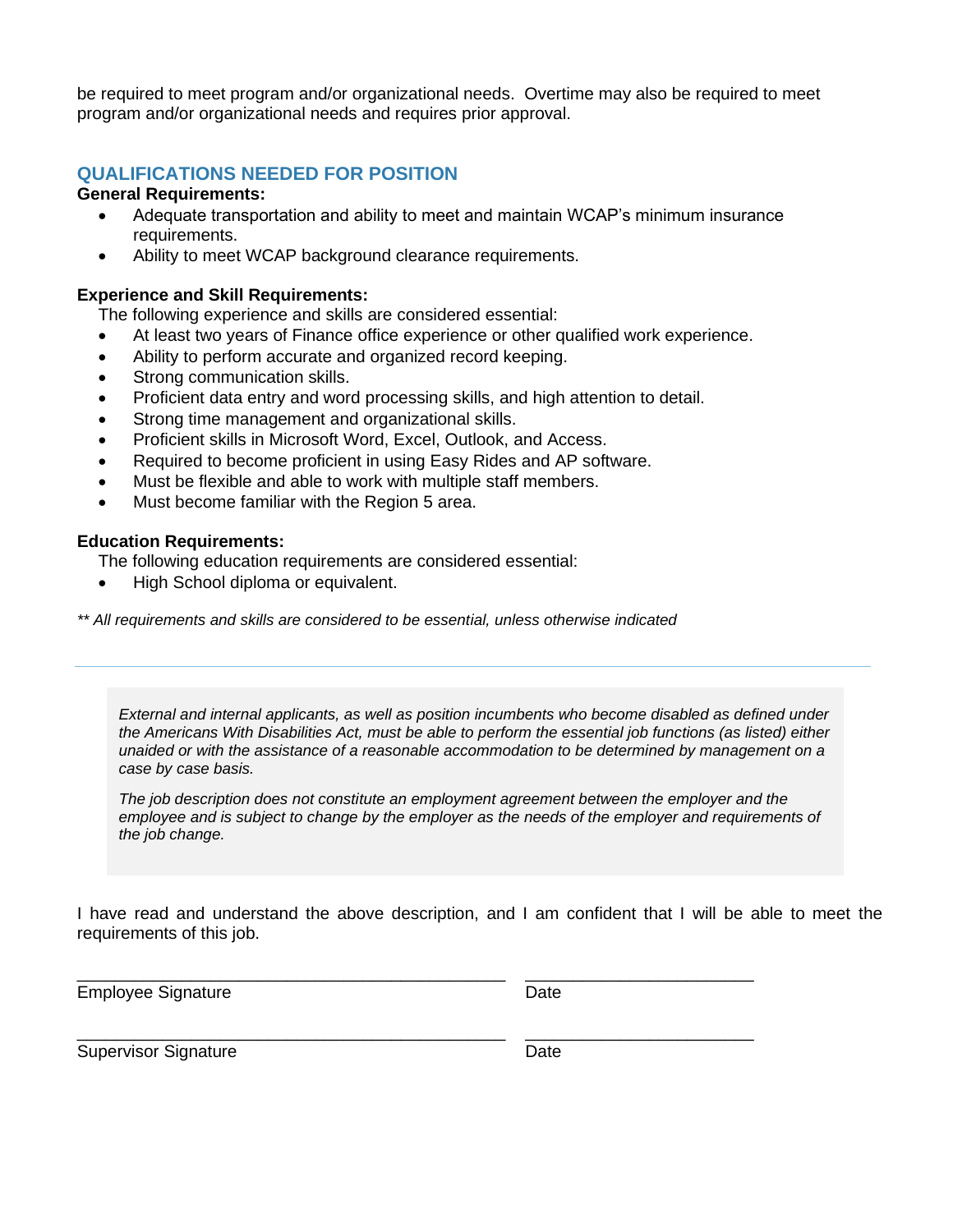be required to meet program and/or organizational needs. Overtime may also be required to meet program and/or organizational needs and requires prior approval.

## QUALIFICATIONS NEEDED FOR POSITION

**General Requirements:**

- Adequate transportation and ability to meet and maintain WCAP's minimum insurance requirements.
- Ability to meet WCAP background clearance requirements.

**Experience and Skill Requirements:**

The following experience and skills are considered essential:

- At least two years of Finance office experience or other qualified work experience.
- Ability to perform accurate and organized record keeping.
- Strong communication skills.
- Proficient data entry and word processing skills, and high attention to detail.
- Strong time management and organizational skills.
- Proficient skills in Microsoft Word, Excel, Outlook, and Access.
- Required to become proficient in using Easy Rides and AP software.
- Must be flexible and able to work with multiple staff members.
- Must become familiar with the Region 5 area.

**Education Requirements:**

The following education requirements are considered essential:

- High School diploma or equivalent.

*** All requirements and skills are considered to be essential, unless otherwise indicated*

---

*External and internal applicants, as well as position incumbents who become disabled as defined under the Americans With Disabilities Act, must be able to perform the essential job functions (as listed) either unaided or with the assistance of a reasonable accommodation to be determined by management on a case by case basis.*

*The job description does not constitute an employment agreement between the employer and the employee and is subject to change by the employer as the needs of the employer and requirements of the job change.*

I have read and understand the above description, and I am confident that I will be able to meet the requirements of this job.

_____________________________________________ &nbsp;&nbsp; ________________________

Employee Signature &nbsp;&nbsp; Date

_____________________________________________ &nbsp;&nbsp; ________________________

Supervisor Signature &nbsp;&nbsp; Date